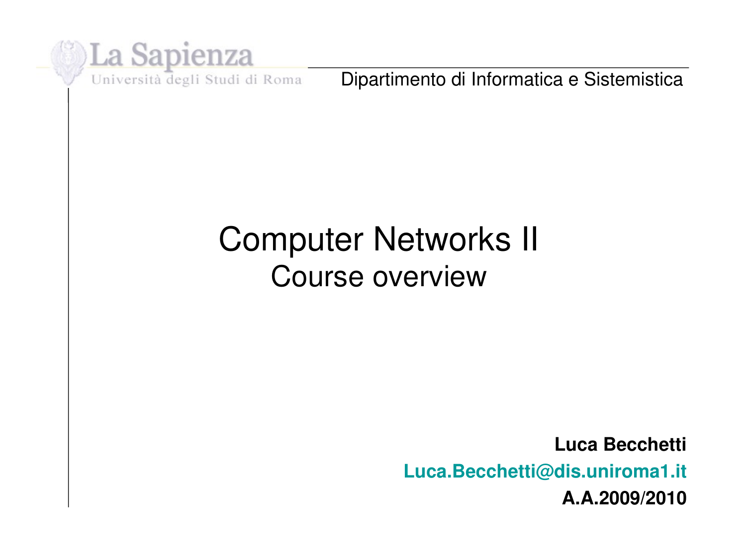La Sapienza

Università degli Studi di Roma

Dipartimento di Informatica e Sistemistica

# Computer Networks II

## Course overview

**Luca Becchetti**

**Luca.Becchetti@dis.uniroma1.it**

**A.A.2009/2010**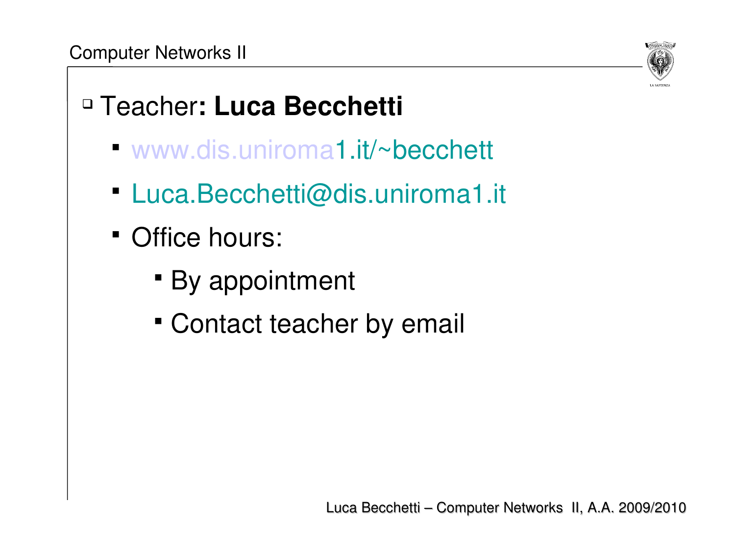- Teacher**: Luca Becchetti**
  - www.dis.uniroma1.it/~becchett
  - Luca.Becchetti@dis.uniroma1.it
  - Office hours:
    - By appointment
    - Contact teacher by email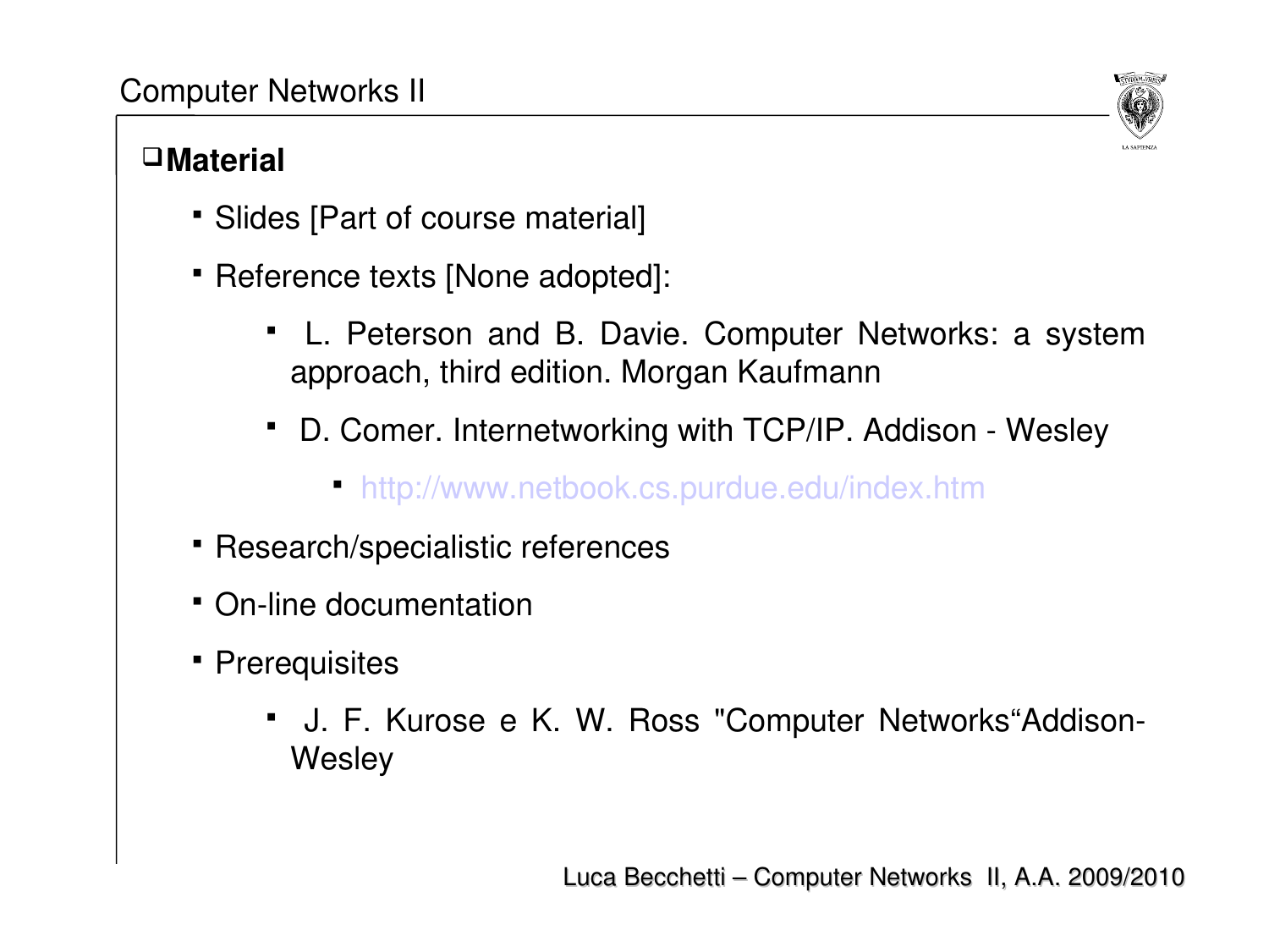## Material

- Slides [Part of course material]
- Reference texts [None adopted]:
  - L. Peterson and B. Davie. Computer Networks: a system approach, third edition. Morgan Kaufmann
  - D. Comer. Internetworking with TCP/IP. Addison - Wesley
    - http://www.netbook.cs.purdue.edu/index.htm
- Research/specialistic references
- On-line documentation
- Prerequisites
  - J. F. Kurose e K. W. Ross "Computer Networks“Addison-Wesley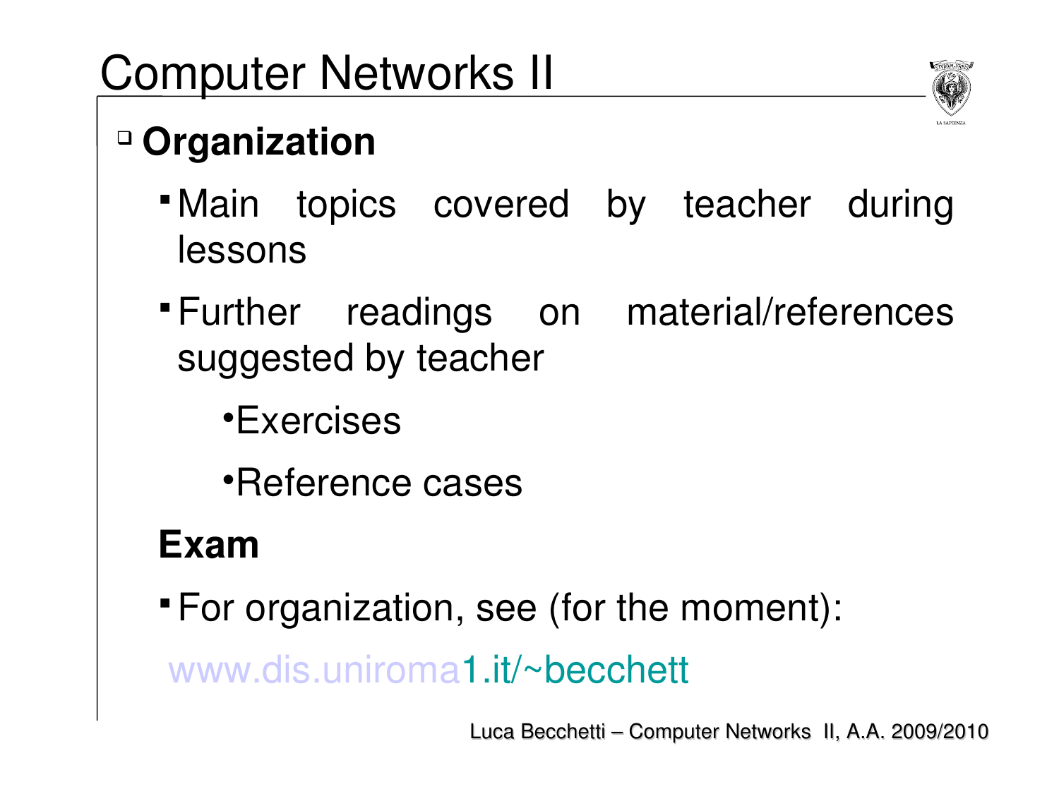# Computer Networks II

## Organization

- Main topics covered by teacher during lessons
- Further readings on material/references suggested by teacher
  - Exercises
  - Reference cases

**Exam**

- For organization, see (for the moment):

www.dis.uniroma1.it/~becchett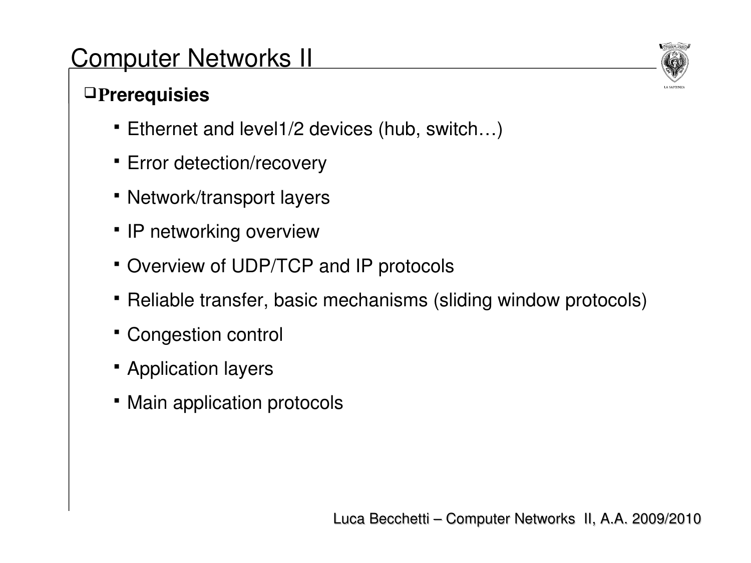# Computer Networks II

## Prerequisies

- Ethernet and level1/2 devices (hub, switch…)
- Error detection/recovery
- Network/transport layers
- IP networking overview
- Overview of UDP/TCP and IP protocols
- Reliable transfer, basic mechanisms (sliding window protocols)
- Congestion control
- Application layers
- Main application protocols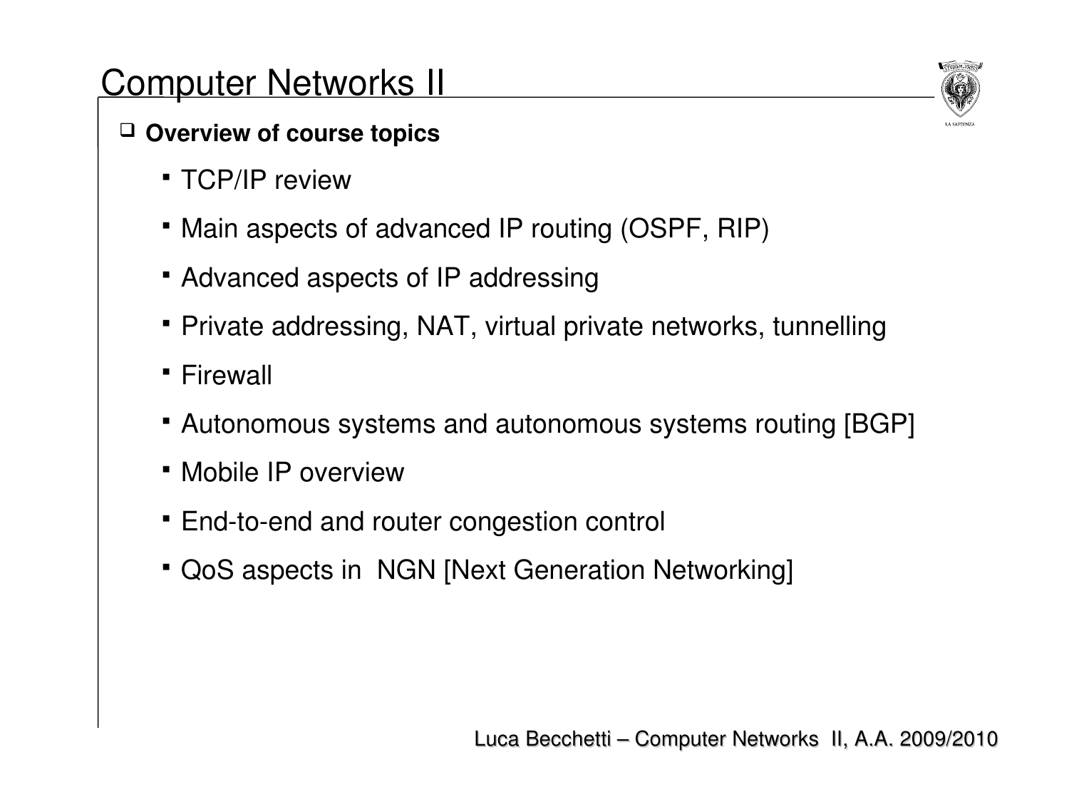# Computer Networks II

- **Overview of course topics**
  - TCP/IP review
  - Main aspects of advanced IP routing (OSPF, RIP)
  - Advanced aspects of IP addressing
  - Private addressing, NAT, virtual private networks, tunnelling
  - Firewall
  - Autonomous systems and autonomous systems routing [BGP]
  - Mobile IP overview
  - End-to-end and router congestion control
  - QoS aspects in NGN [Next Generation Networking]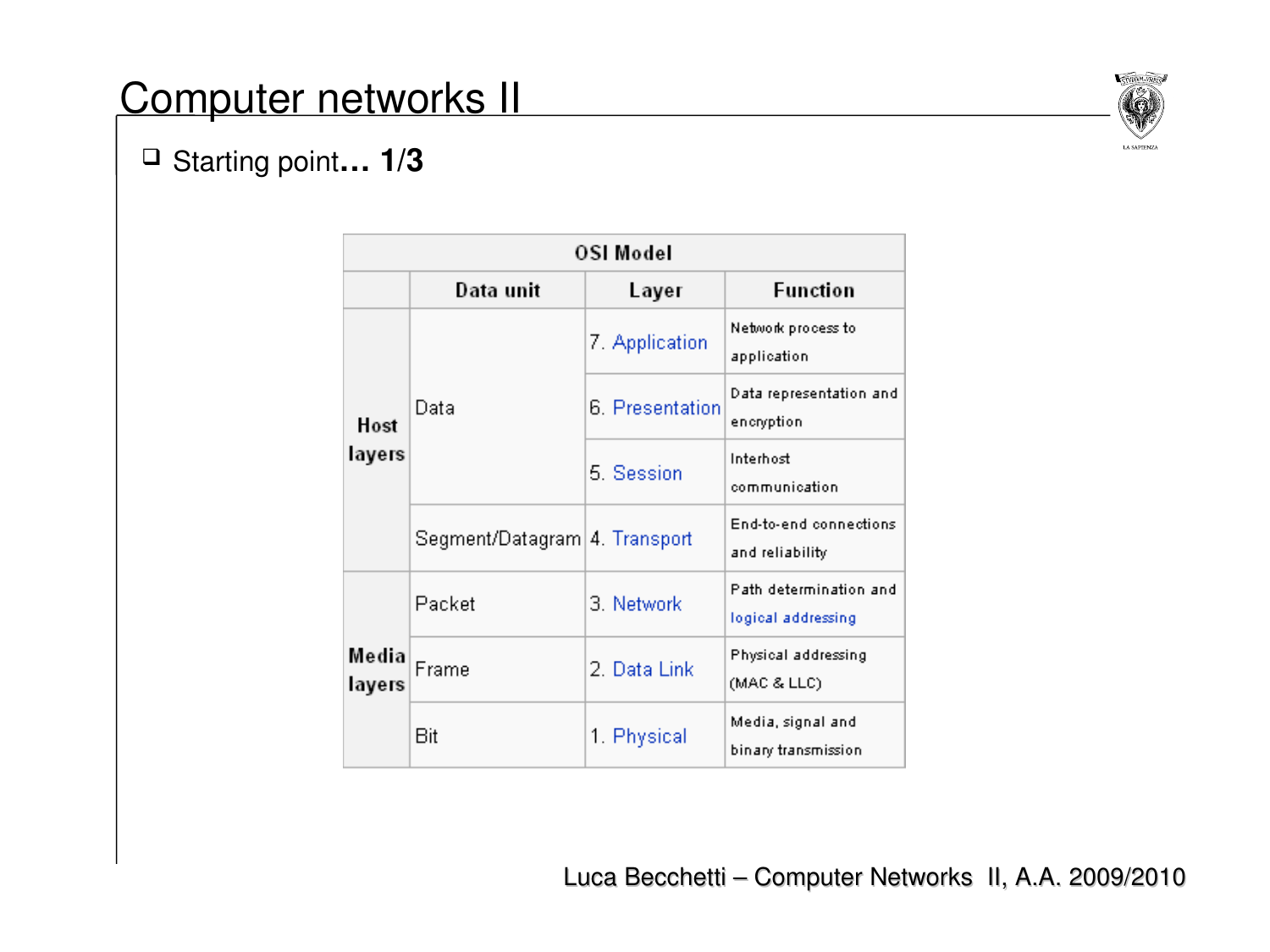# Computer networks II

- Starting point**… 1/3**

| OSI Model | | | |
|---|---|---|---|
| | **Data unit** | **Layer** | **Function** |
| **Host layers** | Data | 7. Application | Network process to application |
| | | 6. Presentation | Data representation and encryption |
| | | 5. Session | Interhost communication |
| | Segment/Datagram | 4. Transport | End-to-end connections and reliability |
| **Media layers** | Packet | 3. Network | Path determination and logical addressing |
| | Frame | 2. Data Link | Physical addressing (MAC & LLC) |
| | Bit | 1. Physical | Media, signal and binary transmission |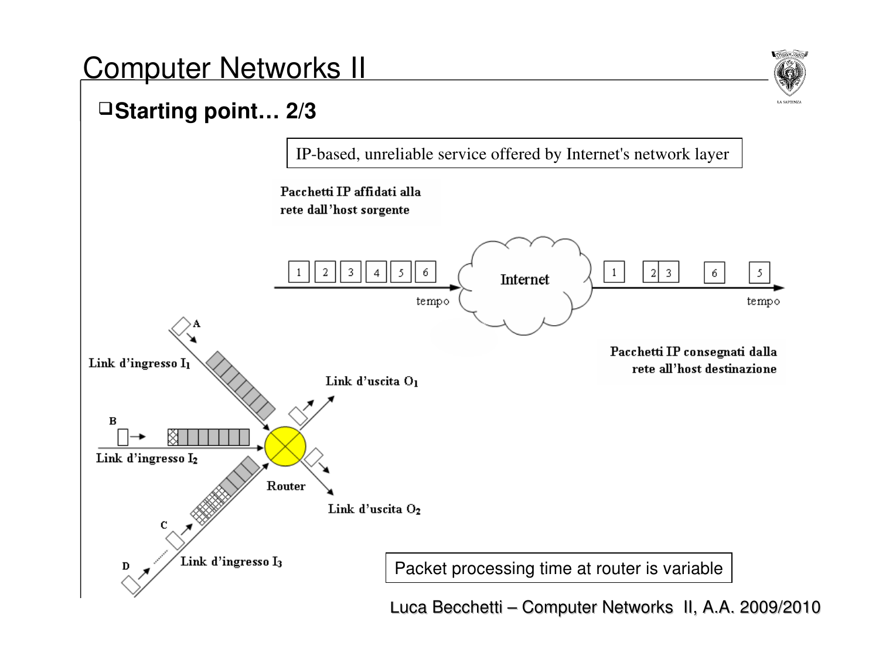# Computer Networks II

## Starting point… 2/3

IP-based, unreliable service offered by Internet's network layer

Pacchetti IP affidati alla rete dall'host sorgente

1 2 3 4 5 6

tempo

Internet

1 2 3 6 5

tempo

Pacchetti IP consegnati dalla rete all'host destinazione

A

Link d'ingresso $I_1$

B

Link d'ingresso $I_2$

C

D

Link d'ingresso $I_3$

Router

Link d'uscita $O_1$

Link d'uscita $O_2$

Packet processing time at router is variable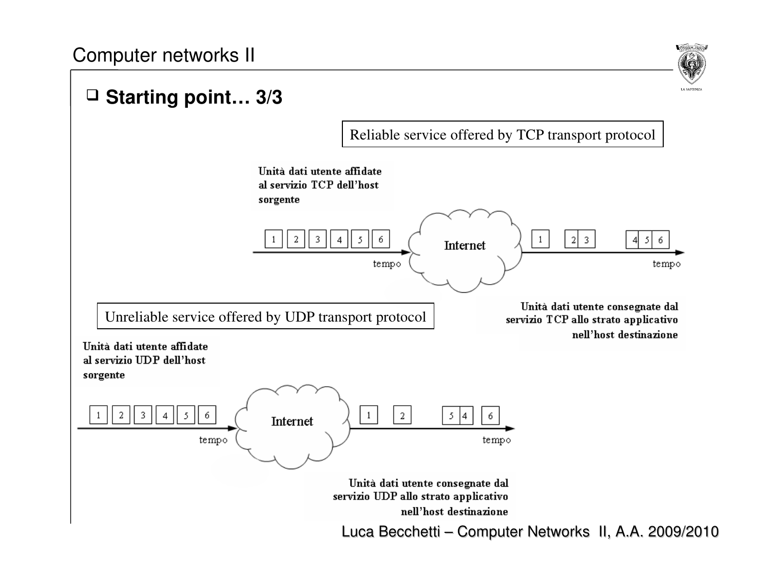## Starting point… 3/3

Reliable service offered by TCP transport protocol

Unità dati utente affidate al servizio TCP dell'host sorgente

1 2 3 4 5 6 → Internet → 1 | 2 3 | 4 5 6

tempo

tempo

Unità dati utente consegnate dal servizio TCP allo strato applicativo nell'host destinazione

Unreliable service offered by UDP transport protocol

Unità dati utente affidate al servizio UDP dell'host sorgente

1 2 3 4 5 6 → Internet → 1 | 2 | 5 4 | 6

tempo

tempo

Unità dati utente consegnate dal servizio UDP allo strato applicativo nell'host destinazione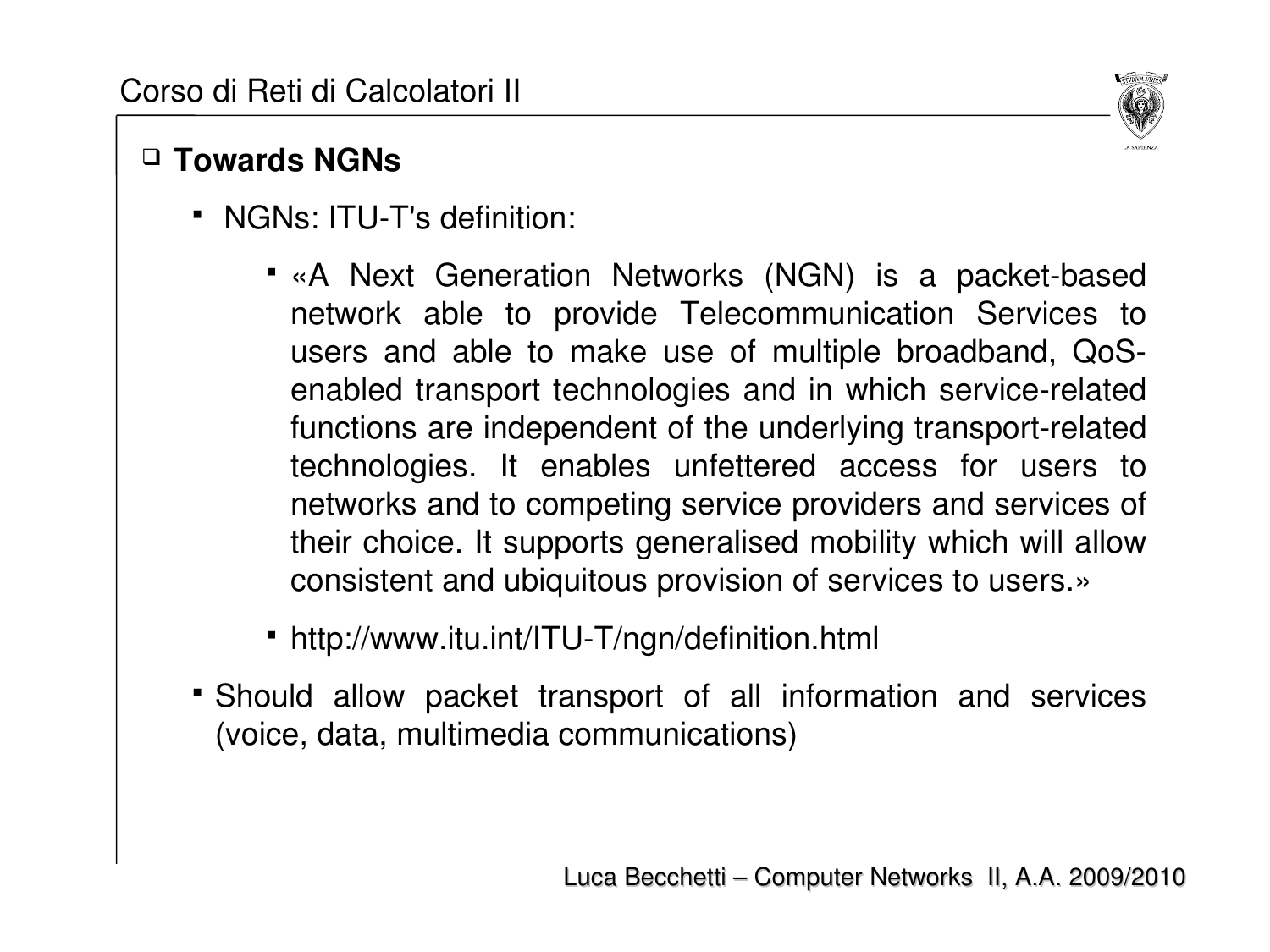## Towards NGNs

- NGNs: ITU-T's definition:
  - «A Next Generation Networks (NGN) is a packet-based network able to provide Telecommunication Services to users and able to make use of multiple broadband, QoS-enabled transport technologies and in which service-related functions are independent of the underlying transport-related technologies. It enables unfettered access for users to networks and to competing service providers and services of their choice. It supports generalised mobility which will allow consistent and ubiquitous provision of services to users.»
  - http://www.itu.int/ITU-T/ngn/definition.html
- Should allow packet transport of all information and services (voice, data, multimedia communications)